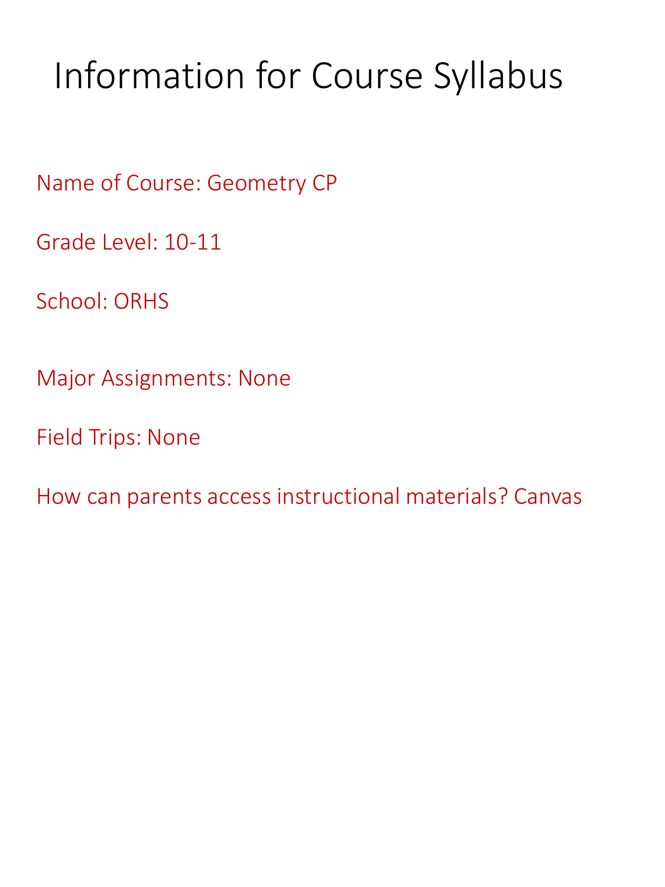# Information for Course Syllabus

Name of Course: Geometry CP

Grade Level: 10-11

School: ORHS

Major Assignments: None

Field Trips: None

How can parents access instructional materials? Canvas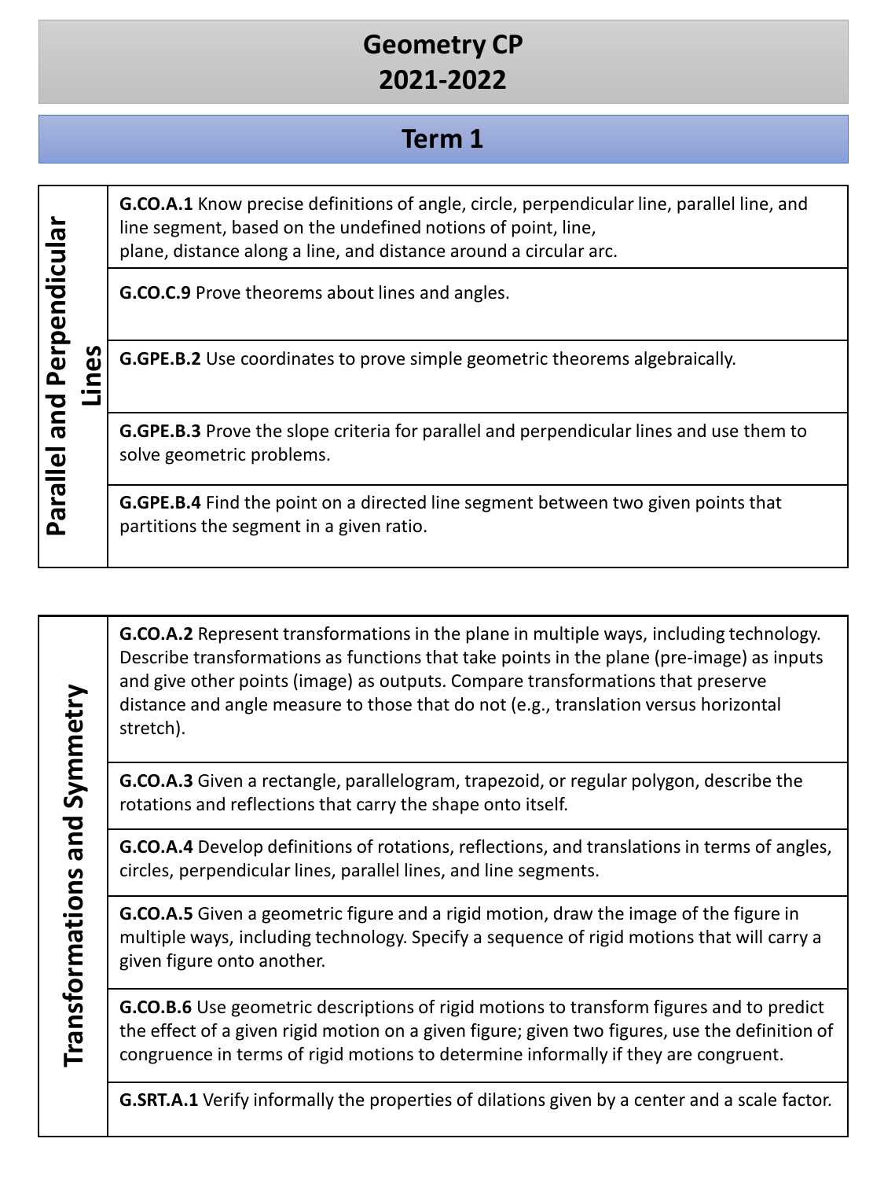# Geometry CP
# 2021-2022

## Term 1

| Parallel and Perpendicular Lines | |
|---|---|
| | **G.CO.A.1** Know precise definitions of angle, circle, perpendicular line, parallel line, and line segment, based on the undefined notions of point, line, plane, distance along a line, and distance around a circular arc. |
| | **G.CO.C.9** Prove theorems about lines and angles. |
| | **G.GPE.B.2** Use coordinates to prove simple geometric theorems algebraically. |
| | **G.GPE.B.3** Prove the slope criteria for parallel and perpendicular lines and use them to solve geometric problems. |
| | **G.GPE.B.4** Find the point on a directed line segment between two given points that partitions the segment in a given ratio. |

| Transformations and Symmetry | |
|---|---|
| | **G.CO.A.2** Represent transformations in the plane in multiple ways, including technology. Describe transformations as functions that take points in the plane (pre-image) as inputs and give other points (image) as outputs. Compare transformations that preserve distance and angle measure to those that do not (e.g., translation versus horizontal stretch). |
| | **G.CO.A.3** Given a rectangle, parallelogram, trapezoid, or regular polygon, describe the rotations and reflections that carry the shape onto itself. |
| | **G.CO.A.4** Develop definitions of rotations, reflections, and translations in terms of angles, circles, perpendicular lines, parallel lines, and line segments. |
| | **G.CO.A.5** Given a geometric figure and a rigid motion, draw the image of the figure in multiple ways, including technology. Specify a sequence of rigid motions that will carry a given figure onto another. |
| | **G.CO.B.6** Use geometric descriptions of rigid motions to transform figures and to predict the effect of a given rigid motion on a given figure; given two figures, use the definition of congruence in terms of rigid motions to determine informally if they are congruent. |
| | **G.SRT.A.1** Verify informally the properties of dilations given by a center and a scale factor. |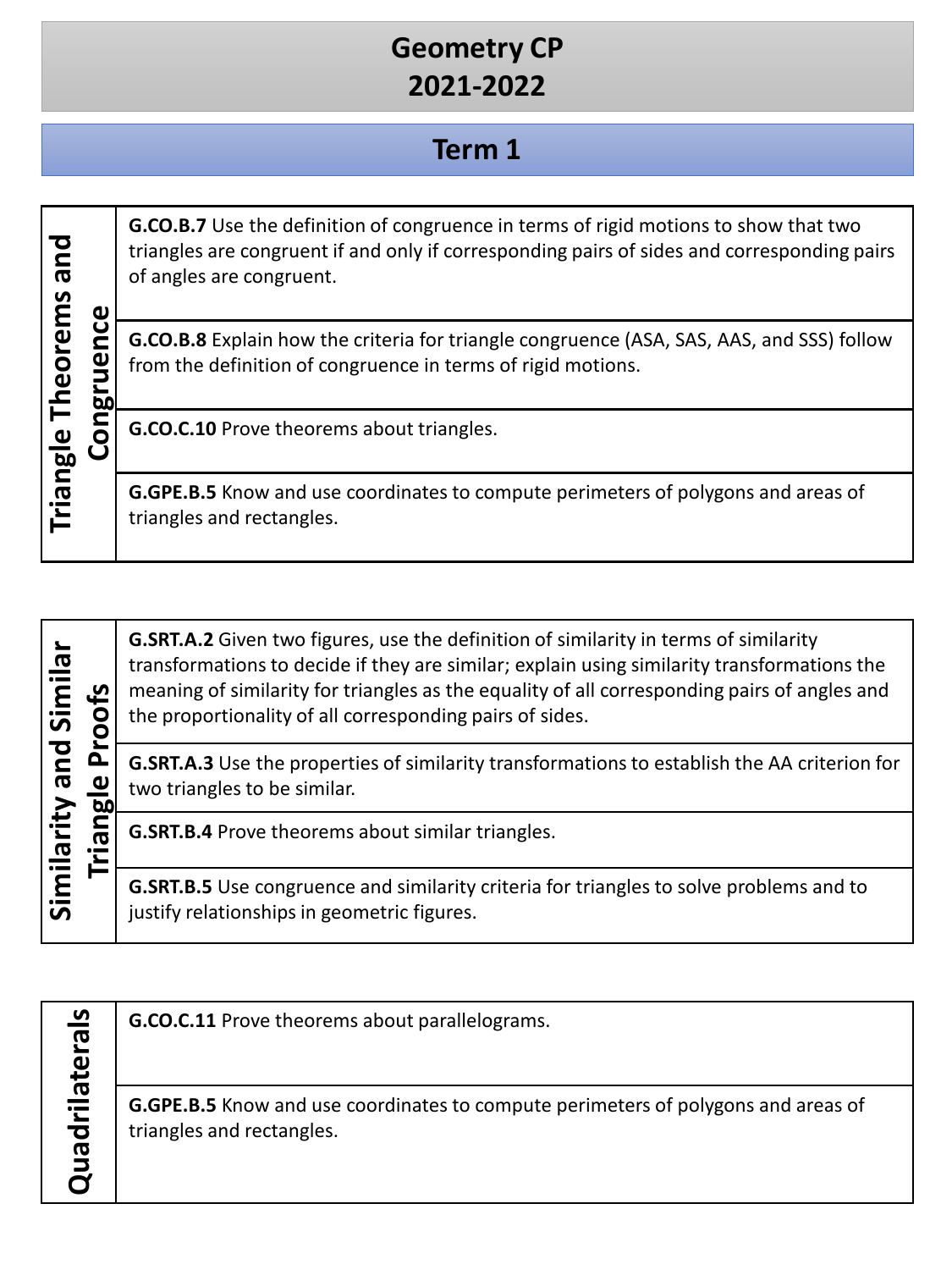# Geometry CP
# 2021-2022

## Term 1

| Triangle Theorems and Congruence | |
|---|---|
| | **G.CO.B.7** Use the definition of congruence in terms of rigid motions to show that two triangles are congruent if and only if corresponding pairs of sides and corresponding pairs of angles are congruent. |
| | **G.CO.B.8** Explain how the criteria for triangle congruence (ASA, SAS, AAS, and SSS) follow from the definition of congruence in terms of rigid motions. |
| | **G.CO.C.10** Prove theorems about triangles. |
| | **G.GPE.B.5** Know and use coordinates to compute perimeters of polygons and areas of triangles and rectangles. |

| Similarity and Similar Triangle Proofs | |
|---|---|
| | **G.SRT.A.2** Given two figures, use the definition of similarity in terms of similarity transformations to decide if they are similar; explain using similarity transformations the meaning of similarity for triangles as the equality of all corresponding pairs of angles and the proportionality of all corresponding pairs of sides. |
| | **G.SRT.A.3** Use the properties of similarity transformations to establish the AA criterion for two triangles to be similar. |
| | **G.SRT.B.4** Prove theorems about similar triangles. |
| | **G.SRT.B.5** Use congruence and similarity criteria for triangles to solve problems and to justify relationships in geometric figures. |

| Quadrilaterals | |
|---|---|
| | **G.CO.C.11** Prove theorems about parallelograms. |
| | **G.GPE.B.5** Know and use coordinates to compute perimeters of polygons and areas of triangles and rectangles. |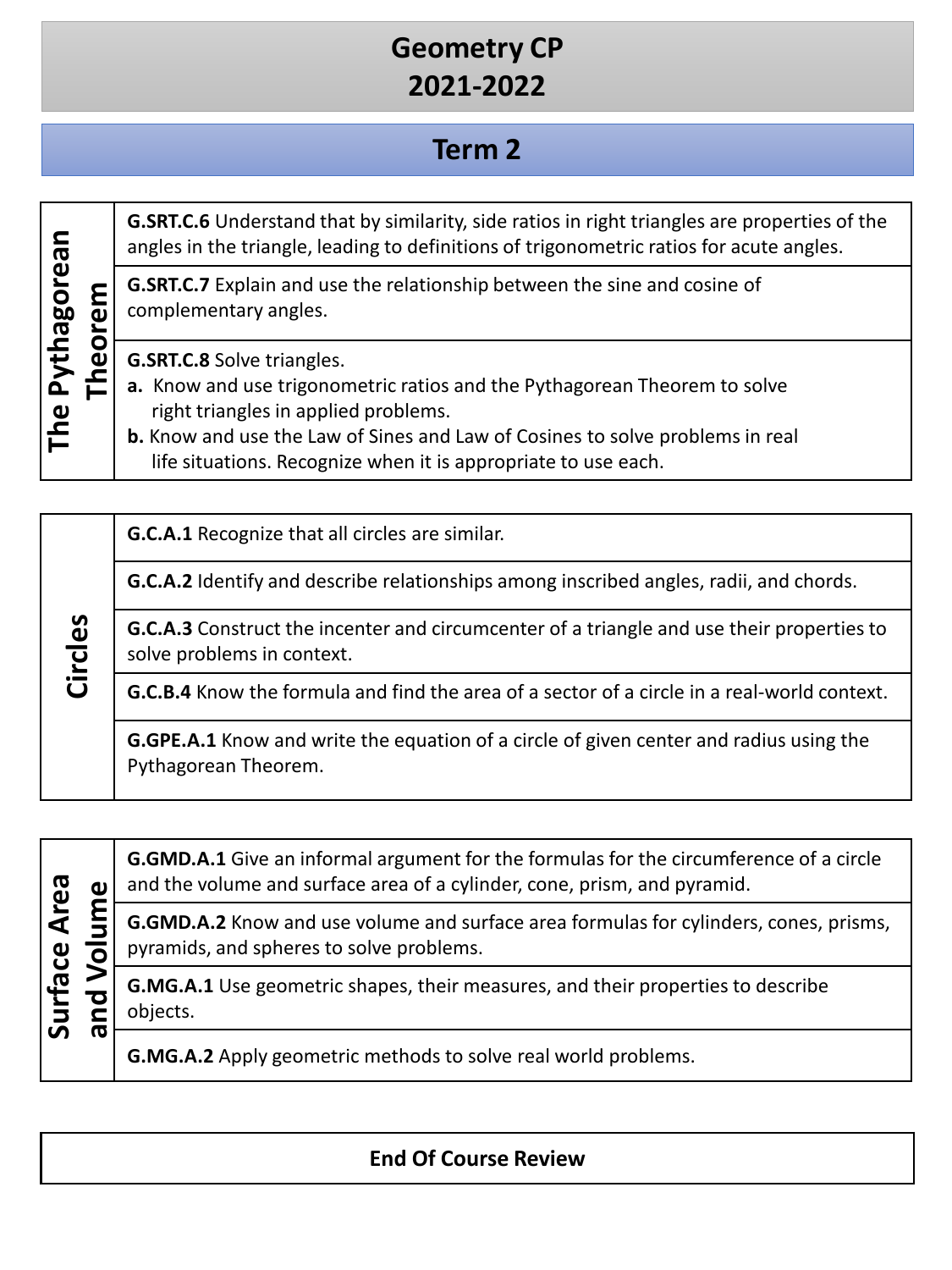# Geometry CP
# 2021-2022

## Term 2

| | |
|---|---|
| **The Pythagorean Theorem** | **G.SRT.C.6** Understand that by similarity, side ratios in right triangles are properties of the angles in the triangle, leading to definitions of trigonometric ratios for acute angles. |
| | **G.SRT.C.7** Explain and use the relationship between the sine and cosine of complementary angles. |
| | **G.SRT.C.8** Solve triangles.<br>**a.** Know and use trigonometric ratios and the Pythagorean Theorem to solve right triangles in applied problems.<br>**b.** Know and use the Law of Sines and Law of Cosines to solve problems in real life situations. Recognize when it is appropriate to use each. |

| | |
|---|---|
| **Circles** | **G.C.A.1** Recognize that all circles are similar. |
| | **G.C.A.2** Identify and describe relationships among inscribed angles, radii, and chords. |
| | **G.C.A.3** Construct the incenter and circumcenter of a triangle and use their properties to solve problems in context. |
| | **G.C.B.4** Know the formula and find the area of a sector of a circle in a real-world context. |
| | **G.GPE.A.1** Know and write the equation of a circle of given center and radius using the Pythagorean Theorem. |

| | |
|---|---|
| **Surface Area and Volume** | **G.GMD.A.1** Give an informal argument for the formulas for the circumference of a circle and the volume and surface area of a cylinder, cone, prism, and pyramid. |
| | **G.GMD.A.2** Know and use volume and surface area formulas for cylinders, cones, prisms, pyramids, and spheres to solve problems. |
| | **G.MG.A.1** Use geometric shapes, their measures, and their properties to describe objects. |
| | **G.MG.A.2** Apply geometric methods to solve real world problems. |

**End Of Course Review**